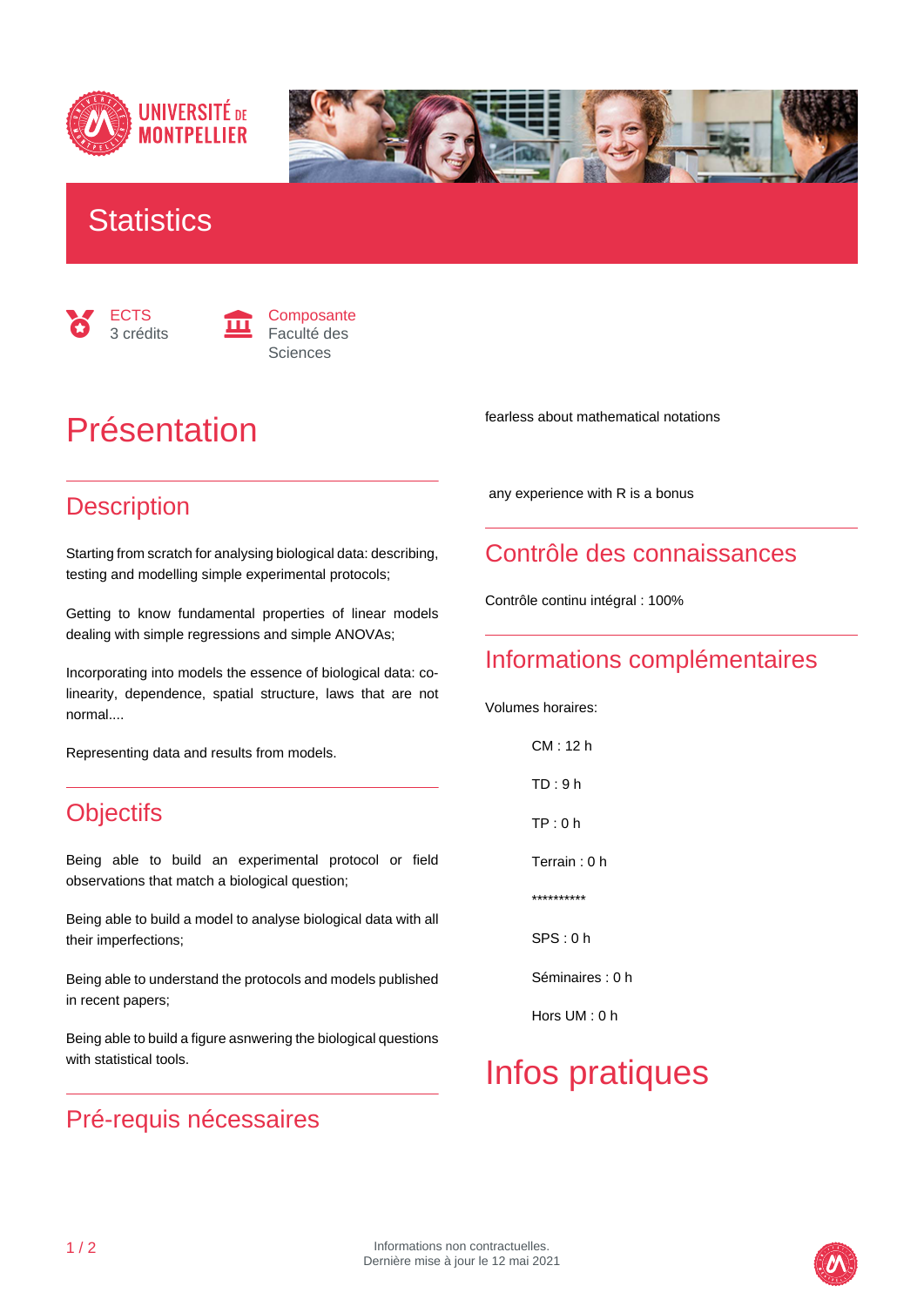# Statistics

ECTS
3 crédits

Composante
Faculté des Sciences

# Présentation

## Description

Starting from scratch for analysing biological data: describing, testing and modelling simple experimental protocols;

Getting to know fundamental properties of linear models dealing with simple regressions and simple ANOVAs;

Incorporating into models the essence of biological data: co-linearity, dependence, spatial structure, laws that are not normal....

Representing data and results from models.

## Objectifs

Being able to build an experimental protocol or field observations that match a biological question;

Being able to build a model to analyse biological data with all their imperfections;

Being able to understand the protocols and models published in recent papers;

Being able to build a figure asnwering the biological questions with statistical tools.

## Pré-requis nécessaires

fearless about mathematical notations

any experience with R is a bonus

## Contrôle des connaissances

Contrôle continu intégral : 100%

## Informations complémentaires

Volumes horaires:

CM : 12 h

TD : 9 h

TP : 0 h

Terrain : 0 h

**********

SPS : 0 h

Séminaires : 0 h

Hors UM : 0 h

# Infos pratiques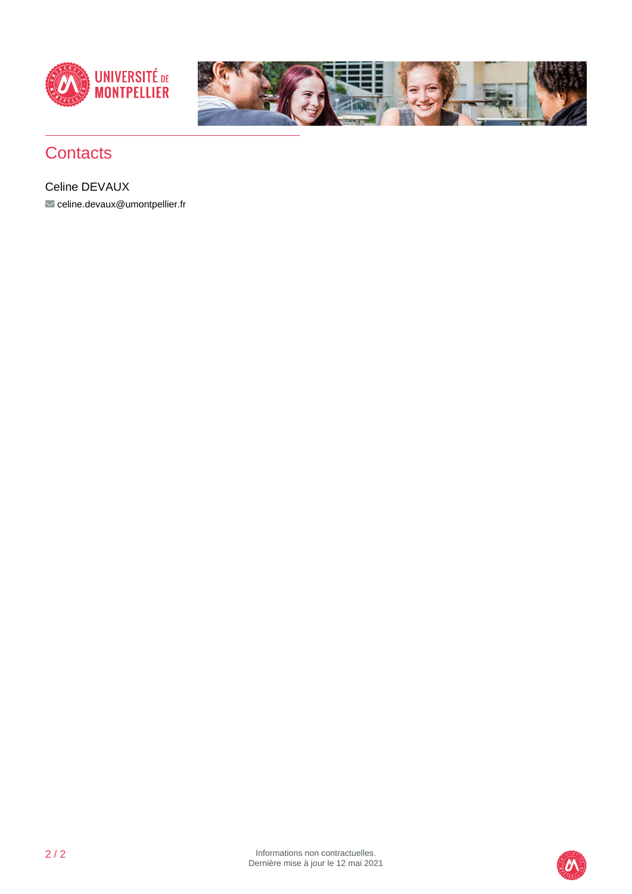## Contacts

Celine DEVAUX

celine.devaux@umontpellier.fr

Informations non contractuelles.
Dernière mise à jour le 12 mai 2021